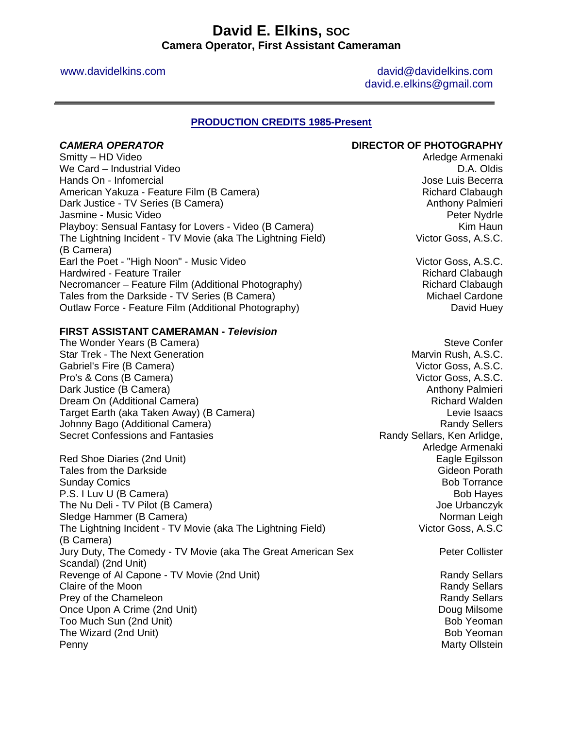# David E. Elkins, SOC

**Camera Operator, First Assistant Cameraman**

www.davidelkins.com

david@davidelkins.com
david.e.elkins@gmail.com

---

## PRODUCTION CREDITS 1985-Present

| ***CAMERA OPERATOR*** | **DIRECTOR OF PHOTOGRAPHY** |
|---|---|
| Smitty – HD Video | Arledge Armenaki |
| We Card – Industrial Video | D.A. Oldis |
| Hands On - Infomercial | Jose Luis Becerra |
| American Yakuza - Feature Film (B Camera) | Richard Clabaugh |
| Dark Justice - TV Series (B Camera) | Anthony Palmieri |
| Jasmine - Music Video | Peter Nydrle |
| Playboy: Sensual Fantasy for Lovers - Video (B Camera) | Kim Haun |
| The Lightning Incident - TV Movie (aka The Lightning Field) (B Camera) | Victor Goss, A.S.C. |
| Earl the Poet - "High Noon" - Music Video | Victor Goss, A.S.C. |
| Hardwired - Feature Trailer | Richard Clabaugh |
| Necromancer – Feature Film (Additional Photography) | Richard Clabaugh |
| Tales from the Darkside - TV Series (B Camera) | Michael Cardone |
| Outlaw Force - Feature Film (Additional Photography) | David Huey |

| **FIRST ASSISTANT CAMERAMAN - *Television*** | |
|---|---|
| The Wonder Years (B Camera) | Steve Confer |
| Star Trek - The Next Generation | Marvin Rush, A.S.C. |
| Gabriel's Fire (B Camera) | Victor Goss, A.S.C. |
| Pro's & Cons (B Camera) | Victor Goss, A.S.C. |
| Dark Justice (B Camera) | Anthony Palmieri |
| Dream On (Additional Camera) | Richard Walden |
| Target Earth (aka Taken Away) (B Camera) | Levie Isaacs |
| Johnny Bago (Additional Camera) | Randy Sellers |
| Secret Confessions and Fantasies | Randy Sellars, Ken Arlidge, Arledge Armenaki |
| Red Shoe Diaries (2nd Unit) | Eagle Egilsson |
| Tales from the Darkside | Gideon Porath |
| Sunday Comics | Bob Torrance |
| P.S. I Luv U (B Camera) | Bob Hayes |
| The Nu Deli - TV Pilot (B Camera) | Joe Urbanczyk |
| Sledge Hammer (B Camera) | Norman Leigh |
| The Lightning Incident - TV Movie (aka The Lightning Field) (B Camera) | Victor Goss, A.S.C |
| Jury Duty, The Comedy - TV Movie (aka The Great American Sex Scandal) (2nd Unit) | Peter Collister |
| Revenge of Al Capone - TV Movie (2nd Unit) | Randy Sellars |
| Claire of the Moon | Randy Sellars |
| Prey of the Chameleon | Randy Sellars |
| Once Upon A Crime (2nd Unit) | Doug Milsome |
| Too Much Sun (2nd Unit) | Bob Yeoman |
| The Wizard (2nd Unit) | Bob Yeoman |
| Penny | Marty Ollstein |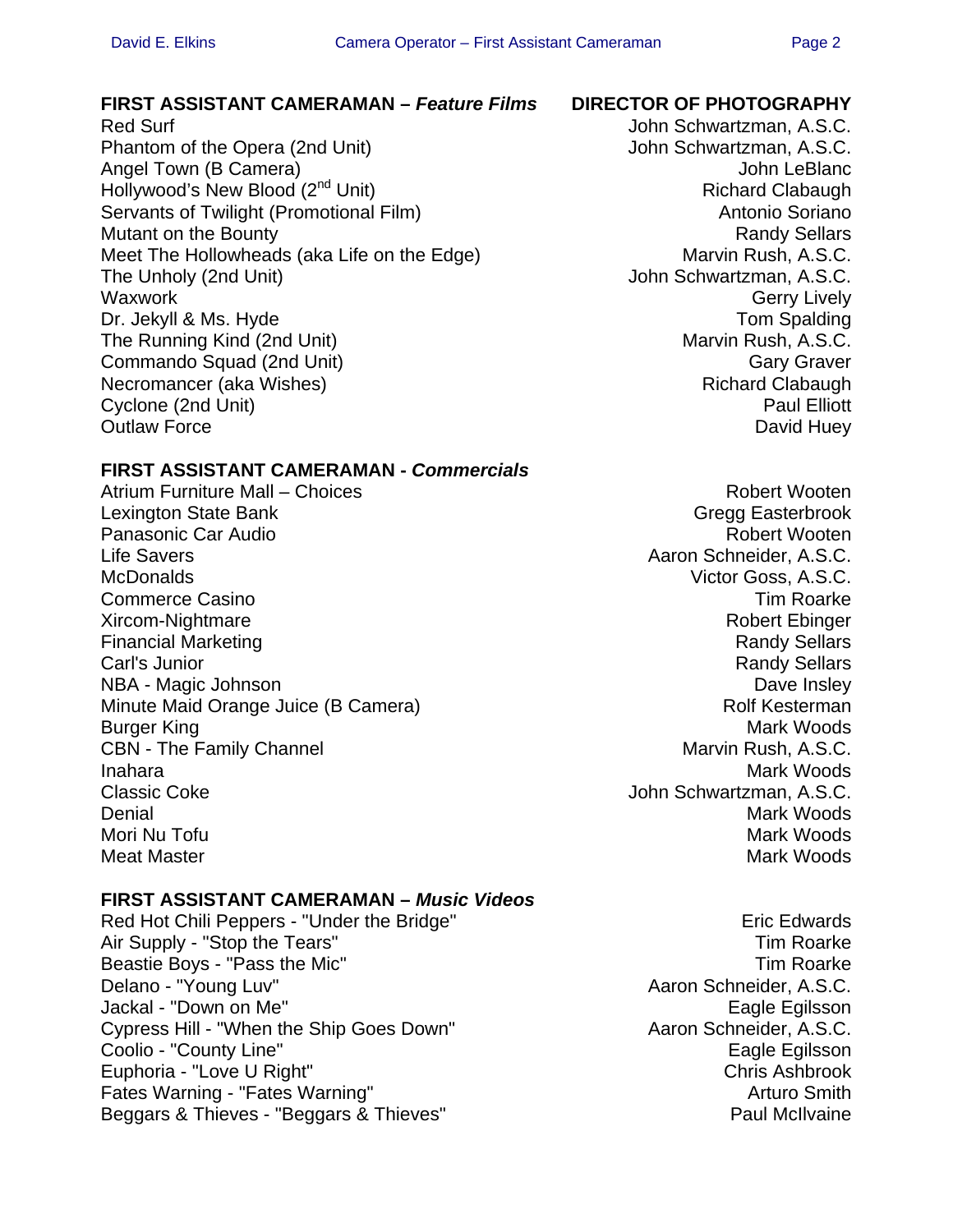| FIRST ASSISTANT CAMERAMAN – *Feature Films* | DIRECTOR OF PHOTOGRAPHY |
|---|---|
| Red Surf | John Schwartzman, A.S.C. |
| Phantom of the Opera (2nd Unit) | John Schwartzman, A.S.C. |
| Angel Town (B Camera) | John LeBlanc |
| Hollywood's New Blood (2nd Unit) | Richard Clabaugh |
| Servants of Twilight (Promotional Film) | Antonio Soriano |
| Mutant on the Bounty | Randy Sellars |
| Meet The Hollowheads (aka Life on the Edge) | Marvin Rush, A.S.C. |
| The Unholy (2nd Unit) | John Schwartzman, A.S.C. |
| Waxwork | Gerry Lively |
| Dr. Jekyll & Ms. Hyde | Tom Spalding |
| The Running Kind (2nd Unit) | Marvin Rush, A.S.C. |
| Commando Squad (2nd Unit) | Gary Graver |
| Necromancer (aka Wishes) | Richard Clabaugh |
| Cyclone (2nd Unit) | Paul Elliott |
| Outlaw Force | David Huey |

| FIRST ASSISTANT CAMERAMAN - *Commercials* | |
|---|---|
| Atrium Furniture Mall – Choices | Robert Wooten |
| Lexington State Bank | Gregg Easterbrook |
| Panasonic Car Audio | Robert Wooten |
| Life Savers | Aaron Schneider, A.S.C. |
| McDonalds | Victor Goss, A.S.C. |
| Commerce Casino | Tim Roarke |
| Xircom-Nightmare | Robert Ebinger |
| Financial Marketing | Randy Sellars |
| Carl's Junior | Randy Sellars |
| NBA - Magic Johnson | Dave Insley |
| Minute Maid Orange Juice (B Camera) | Rolf Kesterman |
| Burger King | Mark Woods |
| CBN - The Family Channel | Marvin Rush, A.S.C. |
| Inahara | Mark Woods |
| Classic Coke | John Schwartzman, A.S.C. |
| Denial | Mark Woods |
| Mori Nu Tofu | Mark Woods |
| Meat Master | Mark Woods |

| FIRST ASSISTANT CAMERAMAN – *Music Videos* | |
|---|---|
| Red Hot Chili Peppers - "Under the Bridge" | Eric Edwards |
| Air Supply - "Stop the Tears" | Tim Roarke |
| Beastie Boys - "Pass the Mic" | Tim Roarke |
| Delano - "Young Luv" | Aaron Schneider, A.S.C. |
| Jackal - "Down on Me" | Eagle Egilsson |
| Cypress Hill - "When the Ship Goes Down" | Aaron Schneider, A.S.C. |
| Coolio - "County Line" | Eagle Egilsson |
| Euphoria - "Love U Right" | Chris Ashbrook |
| Fates Warning - "Fates Warning" | Arturo Smith |
| Beggars & Thieves - "Beggars & Thieves" | Paul McIlvaine |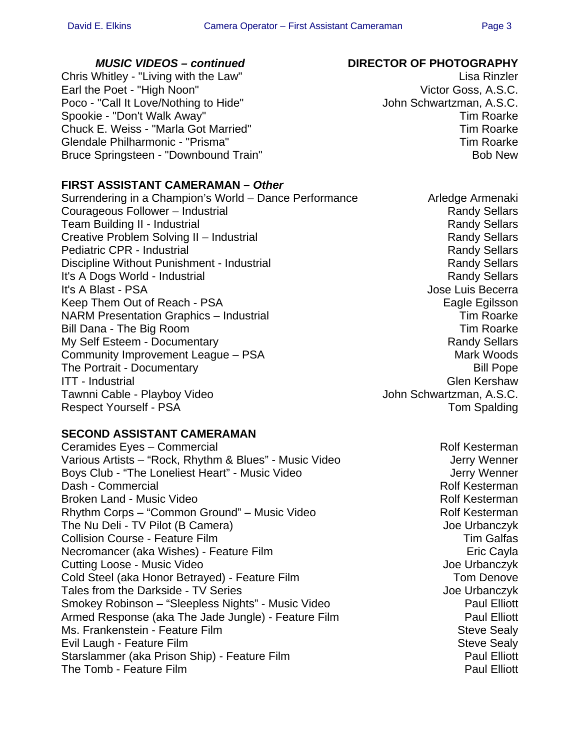| *MUSIC VIDEOS – continued* | DIRECTOR OF PHOTOGRAPHY |
|---|---|
| Chris Whitley - "Living with the Law" | Lisa Rinzler |
| Earl the Poet - "High Noon" | Victor Goss, A.S.C. |
| Poco - "Call It Love/Nothing to Hide" | John Schwartzman, A.S.C. |
| Spookie - "Don't Walk Away" | Tim Roarke |
| Chuck E. Weiss - "Marla Got Married" | Tim Roarke |
| Glendale Philharmonic - "Prisma" | Tim Roarke |
| Bruce Springsteen - "Downbound Train" | Bob New |

## FIRST ASSISTANT CAMERAMAN – *Other*

| | |
|---|---|
| Surrendering in a Champion's World – Dance Performance | Arledge Armenaki |
| Courageous Follower – Industrial | Randy Sellars |
| Team Building II - Industrial | Randy Sellars |
| Creative Problem Solving II – Industrial | Randy Sellars |
| Pediatric CPR - Industrial | Randy Sellars |
| Discipline Without Punishment - Industrial | Randy Sellars |
| It's A Dogs World - Industrial | Randy Sellars |
| It's A Blast - PSA | Jose Luis Becerra |
| Keep Them Out of Reach - PSA | Eagle Egilsson |
| NARM Presentation Graphics – Industrial | Tim Roarke |
| Bill Dana - The Big Room | Tim Roarke |
| My Self Esteem - Documentary | Randy Sellars |
| Community Improvement League – PSA | Mark Woods |
| The Portrait - Documentary | Bill Pope |
| ITT - Industrial | Glen Kershaw |
| Tawnni Cable - Playboy Video | John Schwartzman, A.S.C. |
| Respect Yourself - PSA | Tom Spalding |

## SECOND ASSISTANT CAMERAMAN

| | |
|---|---|
| Ceramides Eyes – Commercial | Rolf Kesterman |
| Various Artists – "Rock, Rhythm & Blues" - Music Video | Jerry Wenner |
| Boys Club - "The Loneliest Heart" - Music Video | Jerry Wenner |
| Dash - Commercial | Rolf Kesterman |
| Broken Land - Music Video | Rolf Kesterman |
| Rhythm Corps – "Common Ground" – Music Video | Rolf Kesterman |
| The Nu Deli - TV Pilot (B Camera) | Joe Urbanczyk |
| Collision Course - Feature Film | Tim Galfas |
| Necromancer (aka Wishes) - Feature Film | Eric Cayla |
| Cutting Loose - Music Video | Joe Urbanczyk |
| Cold Steel (aka Honor Betrayed) - Feature Film | Tom Denove |
| Tales from the Darkside - TV Series | Joe Urbanczyk |
| Smokey Robinson – "Sleepless Nights" - Music Video | Paul Elliott |
| Armed Response (aka The Jade Jungle) - Feature Film | Paul Elliott |
| Ms. Frankenstein - Feature Film | Steve Sealy |
| Evil Laugh - Feature Film | Steve Sealy |
| Starslammer (aka Prison Ship) - Feature Film | Paul Elliott |
| The Tomb - Feature Film | Paul Elliott |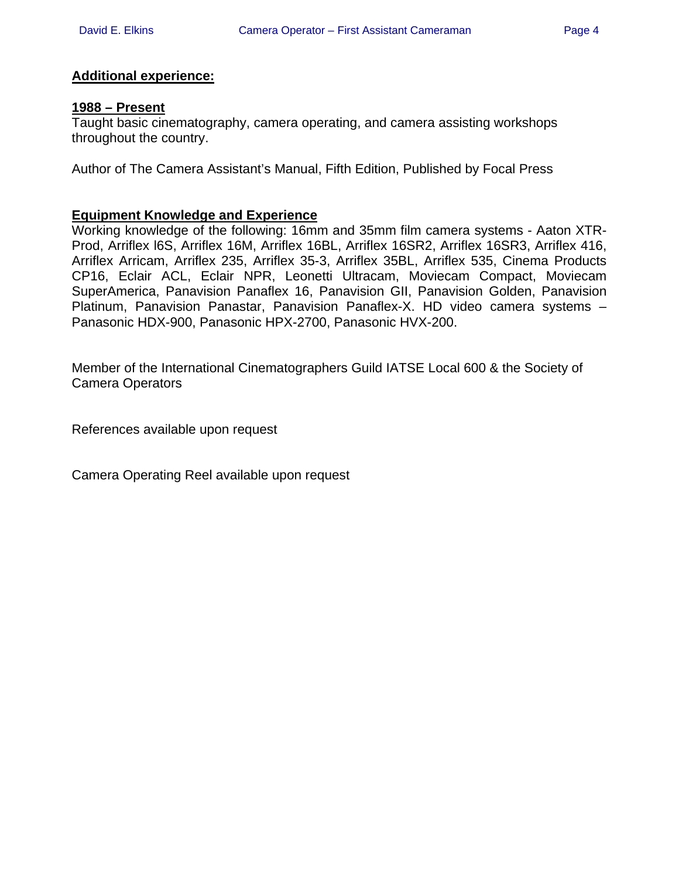**Additional experience:**

**1988 – Present**

Taught basic cinematography, camera operating, and camera assisting workshops throughout the country.

Author of The Camera Assistant's Manual, Fifth Edition, Published by Focal Press

**Equipment Knowledge and Experience**

Working knowledge of the following: 16mm and 35mm film camera systems - Aaton XTR-Prod, Arriflex l6S, Arriflex 16M, Arriflex 16BL, Arriflex 16SR2, Arriflex 16SR3, Arriflex 416, Arriflex Arricam, Arriflex 235, Arriflex 35-3, Arriflex 35BL, Arriflex 535, Cinema Products CP16, Eclair ACL, Eclair NPR, Leonetti Ultracam, Moviecam Compact, Moviecam SuperAmerica, Panavision Panaflex 16, Panavision GII, Panavision Golden, Panavision Platinum, Panavision Panastar, Panavision Panaflex-X. HD video camera systems – Panasonic HDX-900, Panasonic HPX-2700, Panasonic HVX-200.

Member of the International Cinematographers Guild IATSE Local 600 & the Society of Camera Operators

References available upon request

Camera Operating Reel available upon request